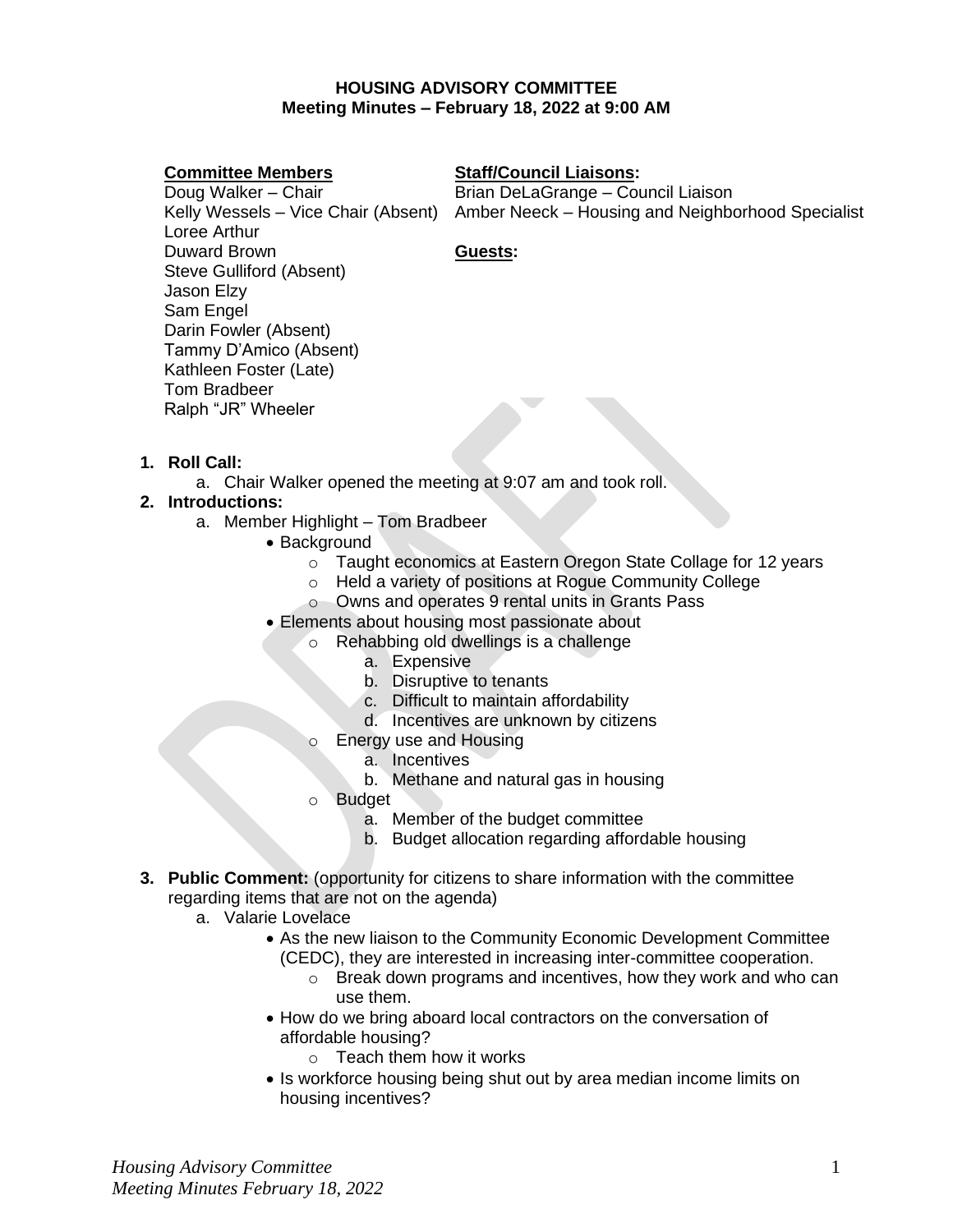# HOUSING ADVISORY COMMITTEE

**Meeting Minutes – February 18, 2022 at 9:00 AM**

**Committee Members**

Doug Walker – Chair
Kelly Wessels – Vice Chair (Absent)
Loree Arthur
Duward Brown
Steve Gulliford (Absent)
Jason Elzy
Sam Engel
Darin Fowler (Absent)
Tammy D'Amico (Absent)
Kathleen Foster (Late)
Tom Bradbeer
Ralph "JR" Wheeler

**Staff/Council Liaisons:**

Brian DeLaGrange – Council Liaison
Amber Neeck – Housing and Neighborhood Specialist

**Guests:**

1. **Roll Call:**
   a. Chair Walker opened the meeting at 9:07 am and took roll.
2. **Introductions:**
   a. Member Highlight – Tom Bradbeer
      - Background
         - Taught economics at Eastern Oregon State Collage for 12 years
         - Held a variety of positions at Rogue Community College
         - Owns and operates 9 rental units in Grants Pass
      - Elements about housing most passionate about
         - Rehabbing old dwellings is a challenge
            a. Expensive
            b. Disruptive to tenants
            c. Difficult to maintain affordability
            d. Incentives are unknown by citizens
         - Energy use and Housing
            a. Incentives
            b. Methane and natural gas in housing
         - Budget
            a. Member of the budget committee
            b. Budget allocation regarding affordable housing
3. **Public Comment:** (opportunity for citizens to share information with the committee regarding items that are not on the agenda)
   a. Valarie Lovelace
      - As the new liaison to the Community Economic Development Committee (CEDC), they are interested in increasing inter-committee cooperation.
         - Break down programs and incentives, how they work and who can use them.
      - How do we bring aboard local contractors on the conversation of affordable housing?
         - Teach them how it works
      - Is workforce housing being shut out by area median income limits on housing incentives?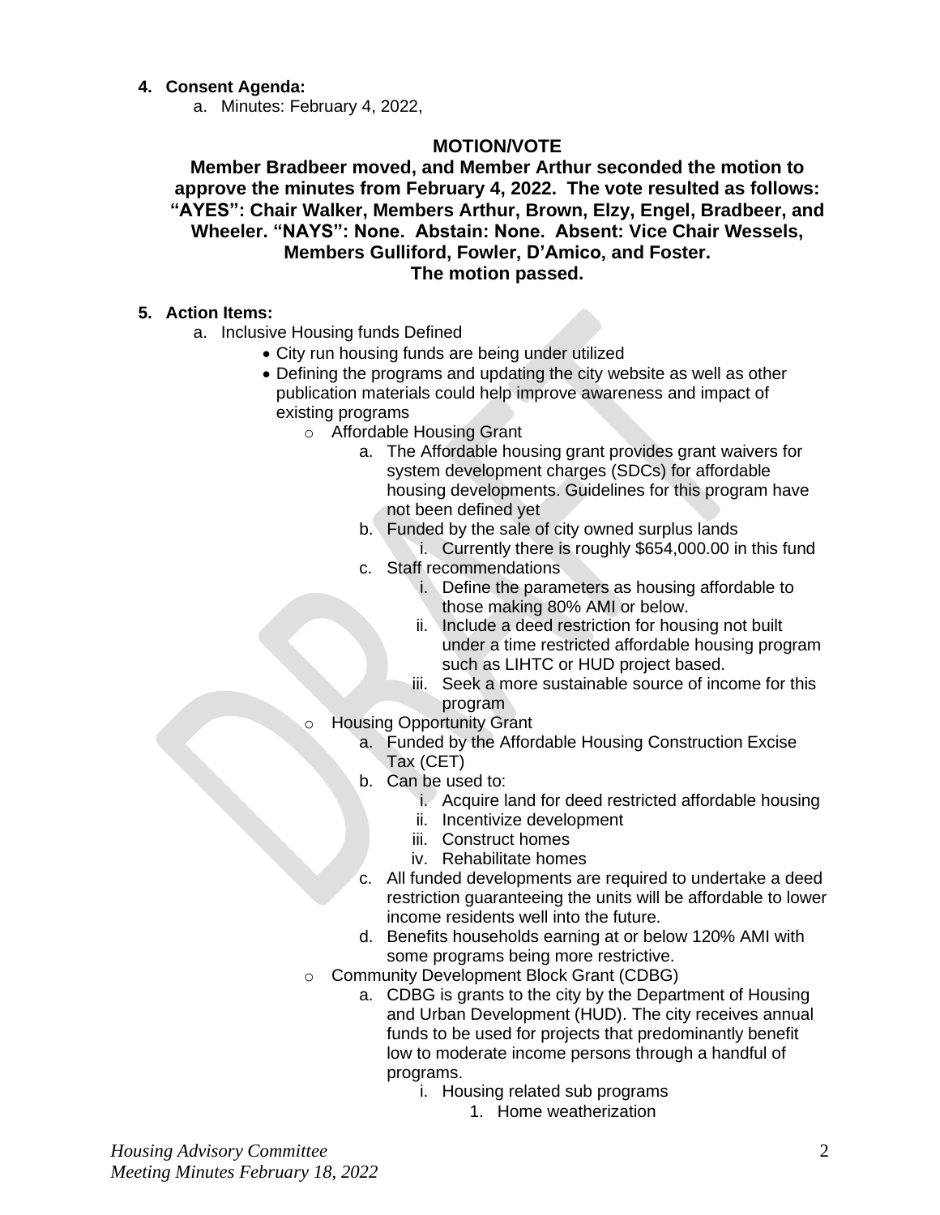4. **Consent Agenda:**
    a. Minutes: February 4, 2022,

**MOTION/VOTE**

**Member Bradbeer moved, and Member Arthur seconded the motion to approve the minutes from February 4, 2022. The vote resulted as follows: "AYES": Chair Walker, Members Arthur, Brown, Elzy, Engel, Bradbeer, and Wheeler. "NAYS": None. Abstain: None. Absent: Vice Chair Wessels, Members Gulliford, Fowler, D'Amico, and Foster. The motion passed.**

5. **Action Items:**
    a. Inclusive Housing funds Defined
        - City run housing funds are being under utilized
        - Defining the programs and updating the city website as well as other publication materials could help improve awareness and impact of existing programs
            - Affordable Housing Grant
                a. The Affordable housing grant provides grant waivers for system development charges (SDCs) for affordable housing developments. Guidelines for this program have not been defined yet
                b. Funded by the sale of city owned surplus lands
                    i. Currently there is roughly $654,000.00 in this fund
                c. Staff recommendations
                    i. Define the parameters as housing affordable to those making 80% AMI or below.
                    ii. Include a deed restriction for housing not built under a time restricted affordable housing program such as LIHTC or HUD project based.
                    iii. Seek a more sustainable source of income for this program
            - Housing Opportunity Grant
                a. Funded by the Affordable Housing Construction Excise Tax (CET)
                b. Can be used to:
                    i. Acquire land for deed restricted affordable housing
                    ii. Incentivize development
                    iii. Construct homes
                    iv. Rehabilitate homes
                c. All funded developments are required to undertake a deed restriction guaranteeing the units will be affordable to lower income residents well into the future.
                d. Benefits households earning at or below 120% AMI with some programs being more restrictive.
            - Community Development Block Grant (CDBG)
                a. CDBG is grants to the city by the Department of Housing and Urban Development (HUD). The city receives annual funds to be used for projects that predominantly benefit low to moderate income persons through a handful of programs.
                    i. Housing related sub programs
                        1. Home weatherization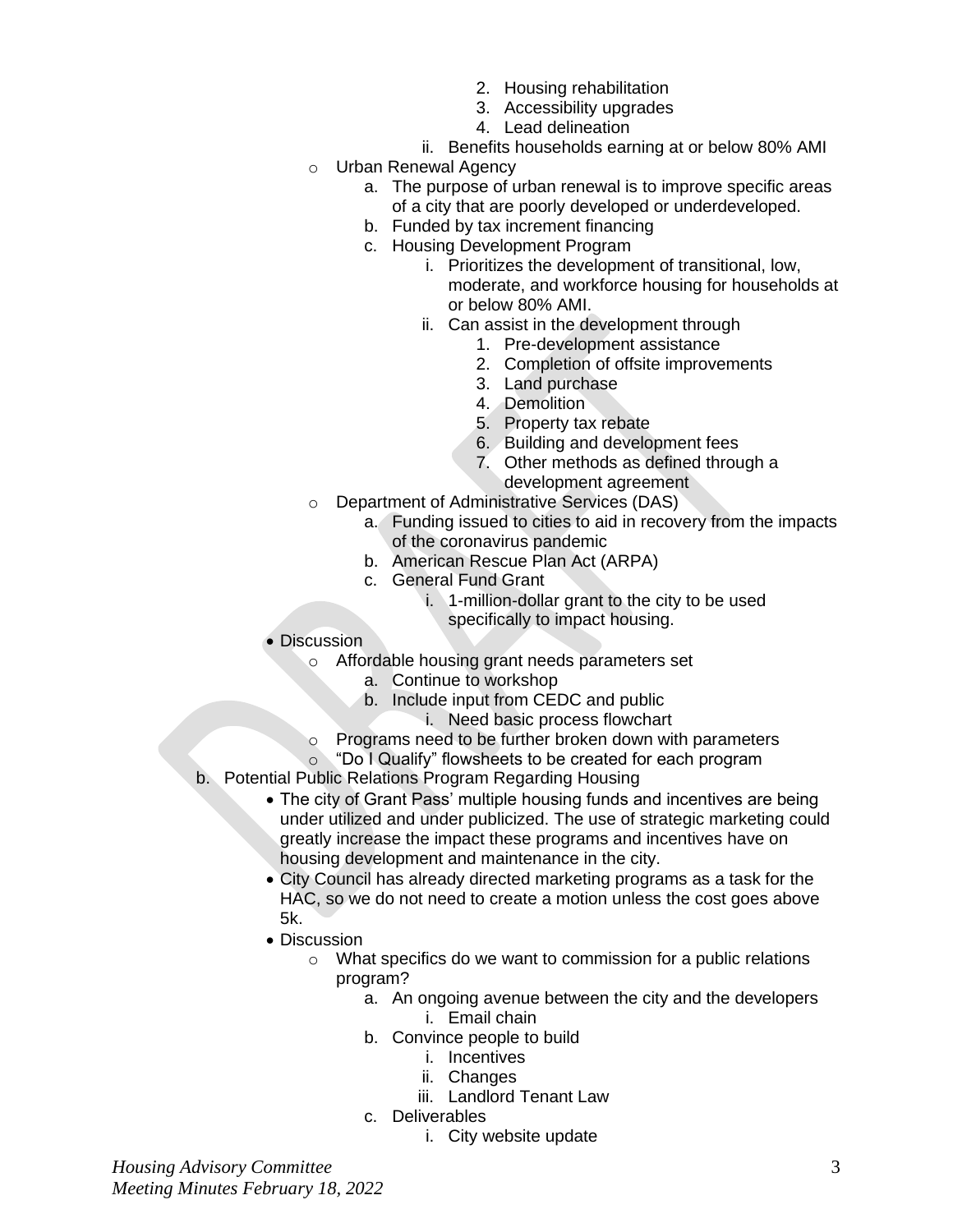2. Housing rehabilitation
3. Accessibility upgrades
4. Lead delineation

ii. Benefits households earning at or below 80% AMI

- Urban Renewal Agency
  - a. The purpose of urban renewal is to improve specific areas of a city that are poorly developed or underdeveloped.
  - b. Funded by tax increment financing
  - c. Housing Development Program
    - i. Prioritizes the development of transitional, low, moderate, and workforce housing for households at or below 80% AMI.
    - ii. Can assist in the development through
      1. Pre-development assistance
      2. Completion of offsite improvements
      3. Land purchase
      4. Demolition
      5. Property tax rebate
      6. Building and development fees
      7. Other methods as defined through a development agreement
- Department of Administrative Services (DAS)
  - a. Funding issued to cities to aid in recovery from the impacts of the coronavirus pandemic
  - b. American Rescue Plan Act (ARPA)
  - c. General Fund Grant
    - i. 1-million-dollar grant to the city to be used specifically to impact housing.

- Discussion
  - Affordable housing grant needs parameters set
    - a. Continue to workshop
    - b. Include input from CEDC and public
      - i. Need basic process flowchart
  - Programs need to be further broken down with parameters
  - "Do I Qualify" flowsheets to be created for each program

b. Potential Public Relations Program Regarding Housing

- The city of Grant Pass' multiple housing funds and incentives are being under utilized and under publicized. The use of strategic marketing could greatly increase the impact these programs and incentives have on housing development and maintenance in the city.
- City Council has already directed marketing programs as a task for the HAC, so we do not need to create a motion unless the cost goes above 5k.
- Discussion
  - What specifics do we want to commission for a public relations program?
    - a. An ongoing avenue between the city and the developers
      - i. Email chain
    - b. Convince people to build
      - i. Incentives
      - ii. Changes
      - iii. Landlord Tenant Law
    - c. Deliverables
      - i. City website update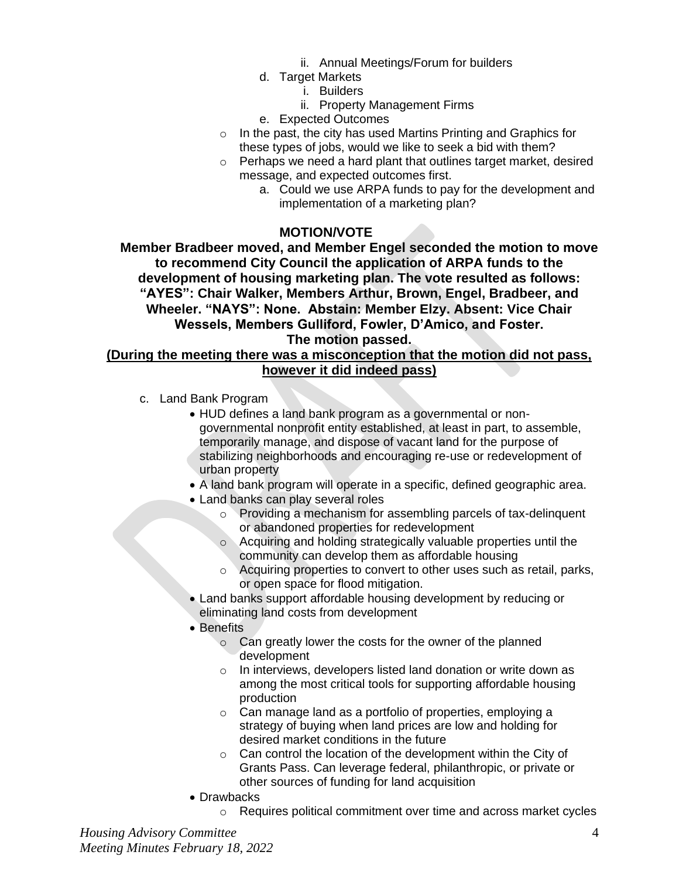ii. Annual Meetings/Forum for builders

    d. Target Markets

        i. Builders

        ii. Property Management Firms

    e. Expected Outcomes

- In the past, the city has used Martins Printing and Graphics for these types of jobs, would we like to seek a bid with them?
- Perhaps we need a hard plant that outlines target market, desired message, and expected outcomes first.

    a. Could we use ARPA funds to pay for the development and implementation of a marketing plan?

**MOTION/VOTE**

**Member Bradbeer moved, and Member Engel seconded the motion to move to recommend City Council the application of ARPA funds to the development of housing marketing plan. The vote resulted as follows: "AYES": Chair Walker, Members Arthur, Brown, Engel, Bradbeer, and Wheeler. "NAYS": None. Abstain: Member Elzy. Absent: Vice Chair Wessels, Members Gulliford, Fowler, D'Amico, and Foster. The motion passed.**

**<u>(During the meeting there was a misconception that the motion did not pass, however it did indeed pass)</u>**

c. Land Bank Program

- HUD defines a land bank program as a governmental or non-governmental nonprofit entity established, at least in part, to assemble, temporarily manage, and dispose of vacant land for the purpose of stabilizing neighborhoods and encouraging re-use or redevelopment of urban property
- A land bank program will operate in a specific, defined geographic area.
- Land banks can play several roles
    - Providing a mechanism for assembling parcels of tax-delinquent or abandoned properties for redevelopment
    - Acquiring and holding strategically valuable properties until the community can develop them as affordable housing
    - Acquiring properties to convert to other uses such as retail, parks, or open space for flood mitigation.
- Land banks support affordable housing development by reducing or eliminating land costs from development
- Benefits
    - Can greatly lower the costs for the owner of the planned development
    - In interviews, developers listed land donation or write down as among the most critical tools for supporting affordable housing production
    - Can manage land as a portfolio of properties, employing a strategy of buying when land prices are low and holding for desired market conditions in the future
    - Can control the location of the development within the City of Grants Pass. Can leverage federal, philanthropic, or private or other sources of funding for land acquisition
- Drawbacks
    - Requires political commitment over time and across market cycles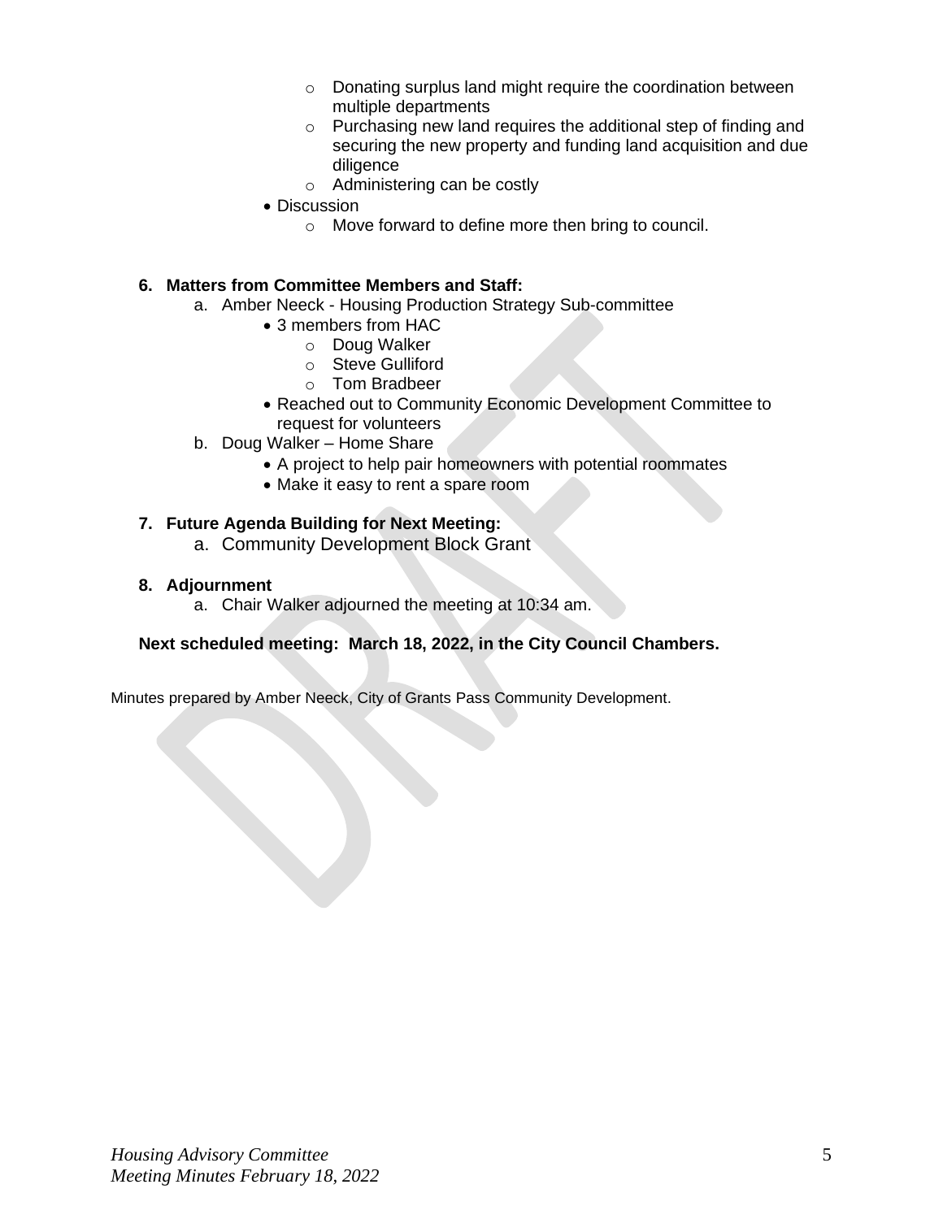- Donating surplus land might require the coordination between multiple departments
- Purchasing new land requires the additional step of finding and securing the new property and funding land acquisition and due diligence
- Administering can be costly

- Discussion
  - Move forward to define more then bring to council.

**6. Matters from Committee Members and Staff:**

a. Amber Neeck - Housing Production Strategy Sub-committee
  - 3 members from HAC
    - Doug Walker
    - Steve Gulliford
    - Tom Bradbeer
  - Reached out to Community Economic Development Committee to request for volunteers

b. Doug Walker – Home Share
  - A project to help pair homeowners with potential roommates
  - Make it easy to rent a spare room

**7. Future Agenda Building for Next Meeting:**

a. Community Development Block Grant

**8. Adjournment**

a. Chair Walker adjourned the meeting at 10:34 am.

**Next scheduled meeting: March 18, 2022, in the City Council Chambers.**

Minutes prepared by Amber Neeck, City of Grants Pass Community Development.